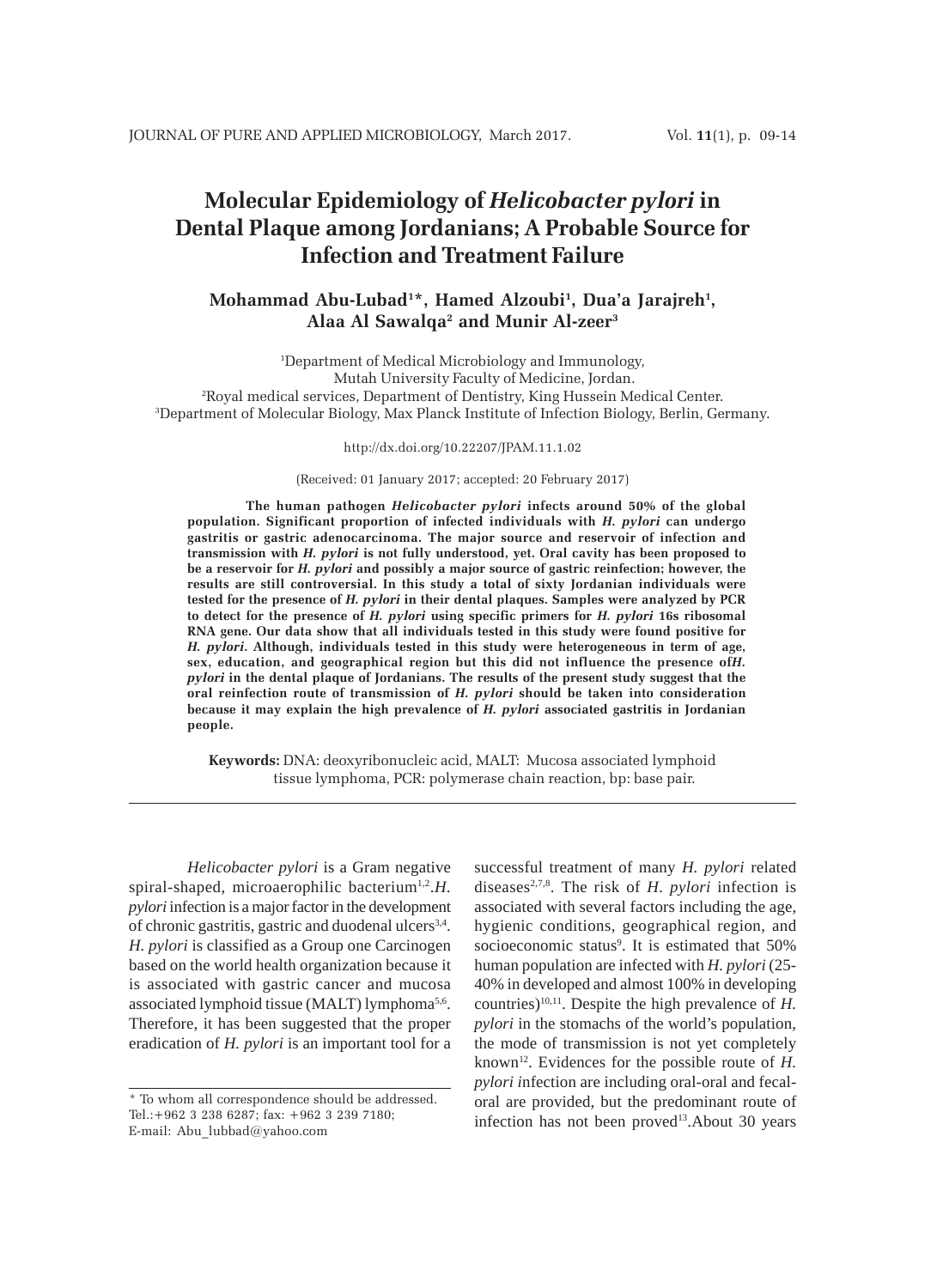# Molecular Epidemiology of *Helicobacter pylori* in Dental Plaque among Jordanians; A Probable Source for Infection and Treatment Failure

**Mohammad Abu-Lubad[1]\*, Hamed Alzoubi[1], Dua'a Jarajreh[1], Alaa Al Sawalqa[2] and Munir Al-zeer[3]**

[1]Department of Medical Microbiology and Immunology, Mutah University Faculty of Medicine, Jordan.
[2]Royal medical services, Department of Dentistry, King Hussein Medical Center.
[3]Department of Molecular Biology, Max Planck Institute of Infection Biology, Berlin, Germany.

http://dx.doi.org/10.22207/JPAM.11.1.02

(Received: 01 January 2017; accepted: 20 February 2017)

**The human pathogen *Helicobacter pylori* infects around 50% of the global population. Significant proportion of infected individuals with *H. pylori* can undergo gastritis or gastric adenocarcinoma. The major source and reservoir of infection and transmission with *H. pylori* is not fully understood, yet. Oral cavity has been proposed to be a reservoir for *H. pylori* and possibly a major source of gastric reinfection; however, the results are still controversial. In this study a total of sixty Jordanian individuals were tested for the presence of *H. pylori* in their dental plaques. Samples were analyzed by PCR to detect for the presence of *H. pylori* using specific primers for *H. pylori* 16s ribosomal RNA gene. Our data show that all individuals tested in this study were found positive for *H. pylori*. Although, individuals tested in this study were heterogeneous in term of age, sex, education, and geographical region but this did not influence the presence of*H. pylori* in the dental plaque of Jordanians. The results of the present study suggest that the oral reinfection route of transmission of *H. pylori* should be taken into consideration because it may explain the high prevalence of *H. pylori* associated gastritis in Jordanian people.**

**Keywords:** DNA: deoxyribonucleic acid, MALT: Mucosa associated lymphoid tissue lymphoma, PCR: polymerase chain reaction, bp: base pair.

*Helicobacter pylori* is a Gram negative spiral-shaped, microaerophilic bacterium[1,2].*H. pylori* infection is a major factor in the development of chronic gastritis, gastric and duodenal ulcers[3,4]. *H. pylori* is classified as a Group one Carcinogen based on the world health organization because it is associated with gastric cancer and mucosa associated lymphoid tissue (MALT) lymphoma[5,6]. Therefore, it has been suggested that the proper eradication of *H. pylori* is an important tool for a successful treatment of many *H. pylori* related diseases[2,7,8]. The risk of *H. pylori* infection is associated with several factors including the age, hygienic conditions, geographical region, and socioeconomic status[9]. It is estimated that 50% human population are infected with *H. pylori* (25-40% in developed and almost 100% in developing countries)[10,11]. Despite the high prevalence of *H. pylori* in the stomachs of the world's population, the mode of transmission is not yet completely known[12]. Evidences for the possible route of *H. pylori i*nfection are including oral-oral and fecal-oral are provided, but the predominant route of infection has not been proved[13].About 30 years

\* To whom all correspondence should be addressed.
Tel.:+962 3 238 6287; fax: +962 3 239 7180;
E-mail: Abu_lubbad@yahoo.com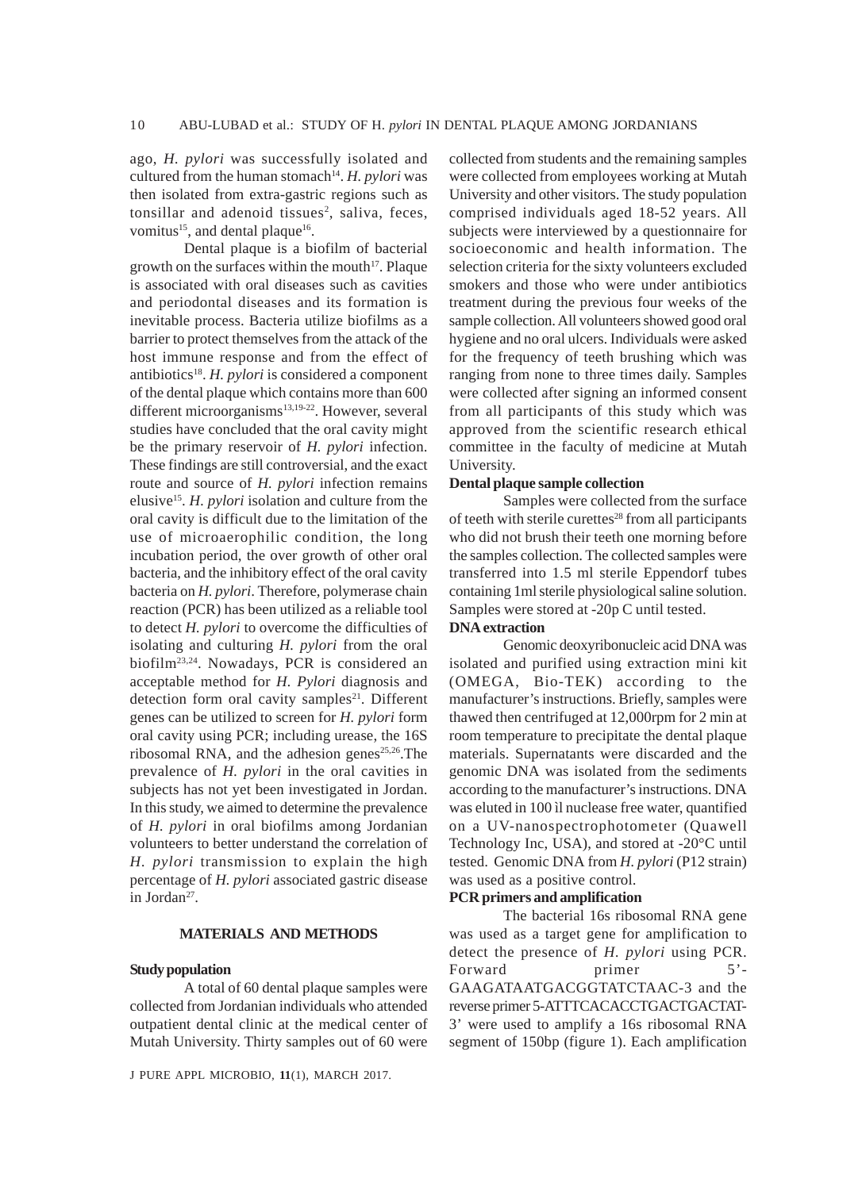ago, *H. pylori* was successfully isolated and cultured from the human stomach[14]. *H. pylori* was then isolated from extra-gastric regions such as tonsillar and adenoid tissues[2], saliva, feces, vomitus[15], and dental plaque[16].

Dental plaque is a biofilm of bacterial growth on the surfaces within the mouth[17]. Plaque is associated with oral diseases such as cavities and periodontal diseases and its formation is inevitable process. Bacteria utilize biofilms as a barrier to protect themselves from the attack of the host immune response and from the effect of antibiotics[18]. *H. pylori* is considered a component of the dental plaque which contains more than 600 different microorganisms[13,19-22]. However, several studies have concluded that the oral cavity might be the primary reservoir of *H. pylori* infection. These findings are still controversial, and the exact route and source of *H. pylori* infection remains elusive[15]. *H. pylori* isolation and culture from the oral cavity is difficult due to the limitation of the use of microaerophilic condition, the long incubation period, the over growth of other oral bacteria, and the inhibitory effect of the oral cavity bacteria on *H. pylori*. Therefore, polymerase chain reaction (PCR) has been utilized as a reliable tool to detect *H. pylori* to overcome the difficulties of isolating and culturing *H. pylori* from the oral biofilm[23,24]. Nowadays, PCR is considered an acceptable method for *H. Pylori* diagnosis and detection form oral cavity samples[21]. Different genes can be utilized to screen for *H. pylori* form oral cavity using PCR; including urease, the 16S ribosomal RNA, and the adhesion genes[25,26].The prevalence of *H. pylori* in the oral cavities in subjects has not yet been investigated in Jordan. In this study, we aimed to determine the prevalence of *H. pylori* in oral biofilms among Jordanian volunteers to better understand the correlation of *H. pylori* transmission to explain the high percentage of *H. pylori* associated gastric disease in Jordan[27].

## MATERIALS AND METHODS

### Study population

A total of 60 dental plaque samples were collected from Jordanian individuals who attended outpatient dental clinic at the medical center of Mutah University. Thirty samples out of 60 were collected from students and the remaining samples were collected from employees working at Mutah University and other visitors. The study population comprised individuals aged 18-52 years. All subjects were interviewed by a questionnaire for socioeconomic and health information. The selection criteria for the sixty volunteers excluded smokers and those who were under antibiotics treatment during the previous four weeks of the sample collection. All volunteers showed good oral hygiene and no oral ulcers. Individuals were asked for the frequency of teeth brushing which was ranging from none to three times daily. Samples were collected after signing an informed consent from all participants of this study which was approved from the scientific research ethical committee in the faculty of medicine at Mutah University.

### Dental plaque sample collection

Samples were collected from the surface of teeth with sterile curettes[28] from all participants who did not brush their teeth one morning before the samples collection. The collected samples were transferred into 1.5 ml sterile Eppendorf tubes containing 1ml sterile physiological saline solution. Samples were stored at -20p C until tested.

### DNA extraction

Genomic deoxyribonucleic acid DNA was isolated and purified using extraction mini kit (OMEGA, Bio-TEK) according to the manufacturer's instructions. Briefly, samples were thawed then centrifuged at 12,000rpm for 2 min at room temperature to precipitate the dental plaque materials. Supernatants were discarded and the genomic DNA was isolated from the sediments according to the manufacturer's instructions. DNA was eluted in 100 ìl nuclease free water, quantified on a UV-nanospectrophotometer (Quawell Technology Inc, USA), and stored at -20°C until tested. Genomic DNA from *H. pylori* (P12 strain) was used as a positive control.

### PCR primers and amplification

The bacterial 16s ribosomal RNA gene was used as a target gene for amplification to detect the presence of *H. pylori* using PCR. Forward primer 5'-GAAGATAATGACGGTATCTAAC-3 and the reverse primer 5-ATTTCACACCTGACTGACTAT-3' were used to amplify a 16s ribosomal RNA segment of 150bp (figure 1). Each amplification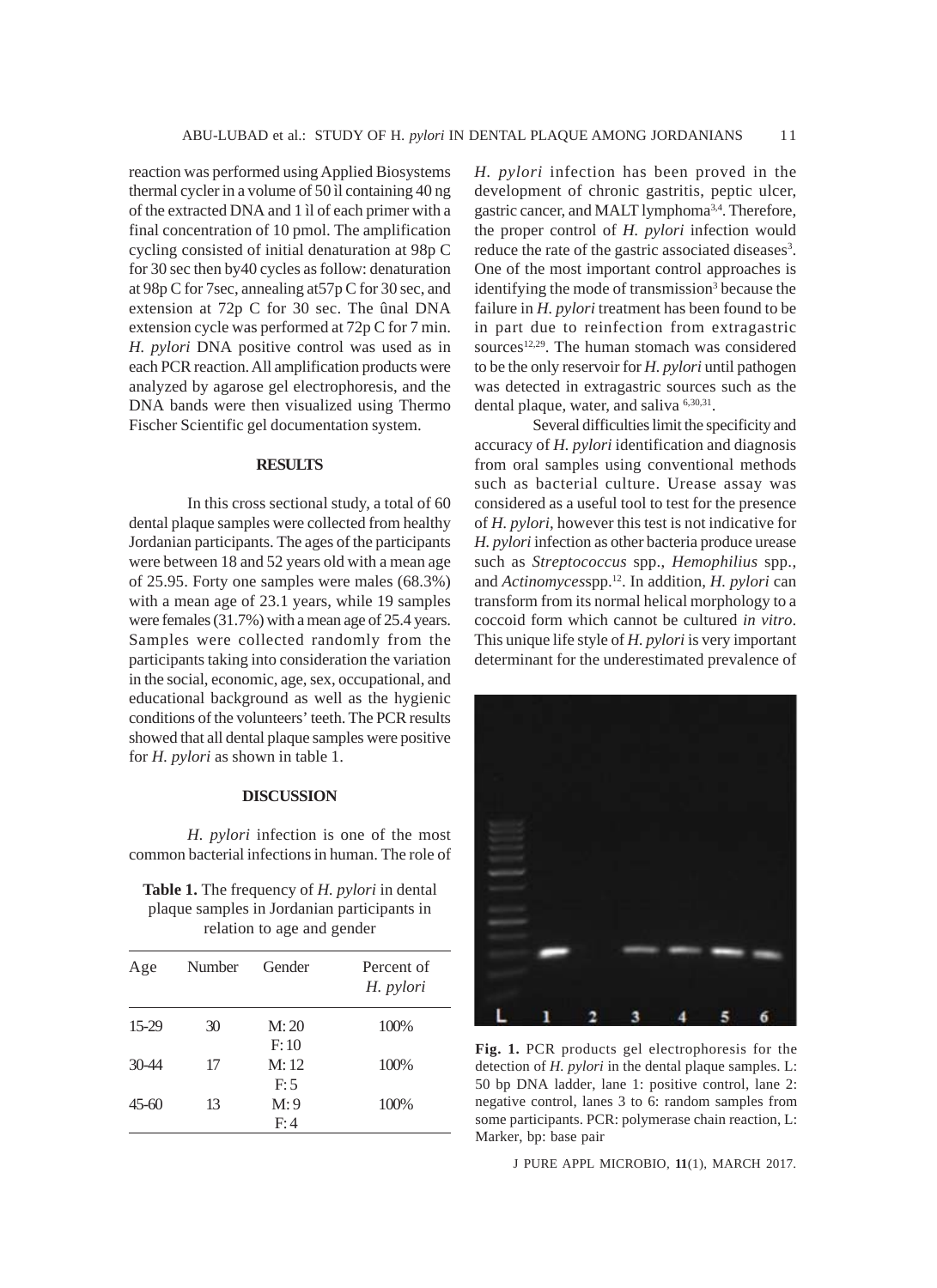reaction was performed using Applied Biosystems thermal cycler in a volume of 50 ìl containing 40 ng of the extracted DNA and 1 ìl of each primer with a final concentration of 10 pmol. The amplification cycling consisted of initial denaturation at 98p C for 30 sec then by40 cycles as follow: denaturation at 98p C for 7sec, annealing at57p C for 30 sec, and extension at 72p C for 30 sec. The ûnal DNA extension cycle was performed at 72p C for 7 min. *H. pylori* DNA positive control was used as in each PCR reaction. All amplification products were analyzed by agarose gel electrophoresis, and the DNA bands were then visualized using Thermo Fischer Scientific gel documentation system.

## RESULTS

In this cross sectional study, a total of 60 dental plaque samples were collected from healthy Jordanian participants. The ages of the participants were between 18 and 52 years old with a mean age of 25.95. Forty one samples were males (68.3%) with a mean age of 23.1 years, while 19 samples were females (31.7%) with a mean age of 25.4 years. Samples were collected randomly from the participants taking into consideration the variation in the social, economic, age, sex, occupational, and educational background as well as the hygienic conditions of the volunteers' teeth. The PCR results showed that all dental plaque samples were positive for *H. pylori* as shown in table 1.

## DISCUSSION

*H. pylori* infection is one of the most common bacterial infections in human. The role of *H. pylori* infection has been proved in the development of chronic gastritis, peptic ulcer, gastric cancer, and MALT lymphoma[3,4]. Therefore, the proper control of *H. pylori* infection would reduce the rate of the gastric associated diseases[3]. One of the most important control approaches is identifying the mode of transmission[3] because the failure in *H. pylori* treatment has been found to be in part due to reinfection from extragastric sources[12,29]. The human stomach was considered to be the only reservoir for *H. pylori* until pathogen was detected in extragastric sources such as the dental plaque, water, and saliva [6,30,31].

**Table 1.** The frequency of *H. pylori* in dental plaque samples in Jordanian participants in relation to age and gender

| Age | Number | Gender | Percent of *H. pylori* |
|---|---|---|---|
| 15-29 | 30 | M: 20<br>F: 10 | 100% |
| 30-44 | 17 | M: 12<br>F: 5 | 100% |
| 45-60 | 13 | M: 9<br>F: 4 | 100% |

Several difficulties limit the specificity and accuracy of *H. pylori* identification and diagnosis from oral samples using conventional methods such as bacterial culture. Urease assay was considered as a useful tool to test for the presence of *H. pylori*, however this test is not indicative for *H. pylori* infection as other bacteria produce urease such as *Streptococcus* spp., *Hemophilius* spp., and *Actinomyces*spp.[12]. In addition, *H. pylori* can transform from its normal helical morphology to a coccoid form which cannot be cultured *in vitro*. This unique life style of *H. pylori* is very important determinant for the underestimated prevalence of

**Fig. 1.** PCR products gel electrophoresis for the detection of *H. pylori* in the dental plaque samples. L: 50 bp DNA ladder, lane 1: positive control, lane 2: negative control, lanes 3 to 6: random samples from some participants. PCR: polymerase chain reaction, L: Marker, bp: base pair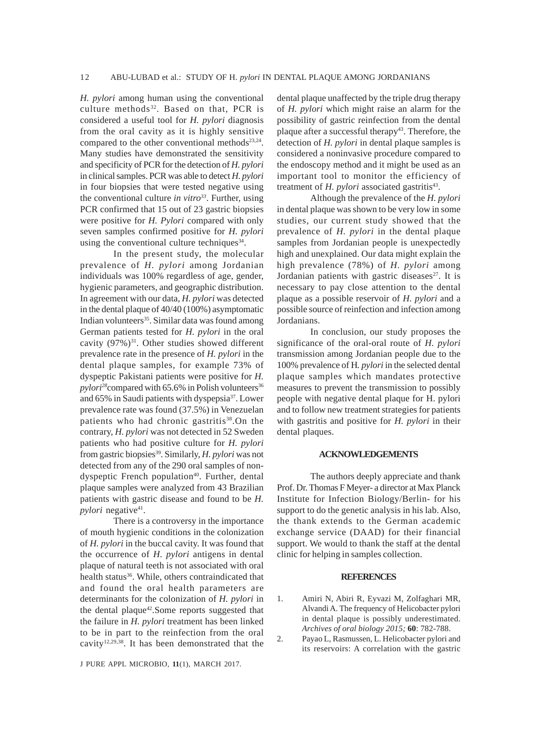*H. pylori* among human using the conventional culture methods[32]. Based on that, PCR is considered a useful tool for *H. pylori* diagnosis from the oral cavity as it is highly sensitive compared to the other conventional methods[23,24]. Many studies have demonstrated the sensitivity and specificity of PCR for the detection of *H. pylori* in clinical samples. PCR was able to detect *H. pylori* in four biopsies that were tested negative using the conventional culture *in vitro*[33]. Further, using PCR confirmed that 15 out of 23 gastric biopsies were positive for *H. Pylori* compared with only seven samples confirmed positive for *H. pylori* using the conventional culture techniques[34].

In the present study, the molecular prevalence of *H. pylori* among Jordanian individuals was 100% regardless of age, gender, hygienic parameters, and geographic distribution. In agreement with our data, *H. pylori* was detected in the dental plaque of 40/40 (100%) asymptomatic Indian volunteers[35]. Similar data was found among German patients tested for *H. pylori* in the oral cavity (97%)[31]. Other studies showed different prevalence rate in the presence of *H. pylori* in the dental plaque samples, for example 73% of dyspeptic Pakistani patients were positive for *H. pylori*[28] compared with 65.6% in Polish volunteers[36] and 65% in Saudi patients with dyspepsia[37]. Lower prevalence rate was found (37.5%) in Venezuelan patients who had chronic gastritis[38].On the contrary, *H. pylori* was not detected in 52 Sweden patients who had positive culture for *H. pylori* from gastric biopsies[39]. Similarly, *H. pylori* was not detected from any of the 290 oral samples of non-dyspeptic French population[40]. Further, dental plaque samples were analyzed from 43 Brazilian patients with gastric disease and found to be *H. pylori* negative[41].

There is a controversy in the importance of mouth hygienic conditions in the colonization of *H. pylori* in the buccal cavity. It was found that the occurrence of *H. pylori* antigens in dental plaque of natural teeth is not associated with oral health status[36]. While, others contraindicated that and found the oral health parameters are determinants for the colonization of *H. pylori* in the dental plaque[42].Some reports suggested that the failure in *H. pylori* treatment has been linked to be in part to the reinfection from the oral cavity[12,29,38]. It has been demonstrated that the dental plaque unaffected by the triple drug therapy of *H. pylori* which might raise an alarm for the possibility of gastric reinfection from the dental plaque after a successful therapy[43]. Therefore, the detection of *H. pylori* in dental plaque samples is considered a noninvasive procedure compared to the endoscopy method and it might be used as an important tool to monitor the efficiency of treatment of *H. pylori* associated gastritis[43].

Although the prevalence of the *H. pylori* in dental plaque was shown to be very low in some studies, our current study showed that the prevalence of *H. pylori* in the dental plaque samples from Jordanian people is unexpectedly high and unexplained. Our data might explain the high prevalence (78%) of *H. pylori* among Jordanian patients with gastric diseases[27]. It is necessary to pay close attention to the dental plaque as a possible reservoir of *H. pylori* and a possible source of reinfection and infection among Jordanians.

In conclusion, our study proposes the significance of the oral-oral route of *H. pylori* transmission among Jordanian people due to the 100% prevalence of H*. pylori* in the selected dental plaque samples which mandates protective measures to prevent the transmission to possibly people with negative dental plaque for H. pylori and to follow new treatment strategies for patients with gastritis and positive for *H. pylori* in their dental plaques.

## ACKNOWLEDGEMENTS

The authors deeply appreciate and thank Prof. Dr. Thomas F Meyer- a director at Max Planck Institute for Infection Biology/Berlin- for his support to do the genetic analysis in his lab. Also, the thank extends to the German academic exchange service (DAAD) for their financial support. We would to thank the staff at the dental clinic for helping in samples collection.

## REFERENCES

1. Amiri N, Abiri R, Eyvazi M, Zolfaghari MR, Alvandi A. The frequency of Helicobacter pylori in dental plaque is possibly underestimated. *Archives of oral biology 2015;* **60**: 782-788.
2. Payao L, Rasmussen, L. Helicobacter pylori and its reservoirs: A correlation with the gastric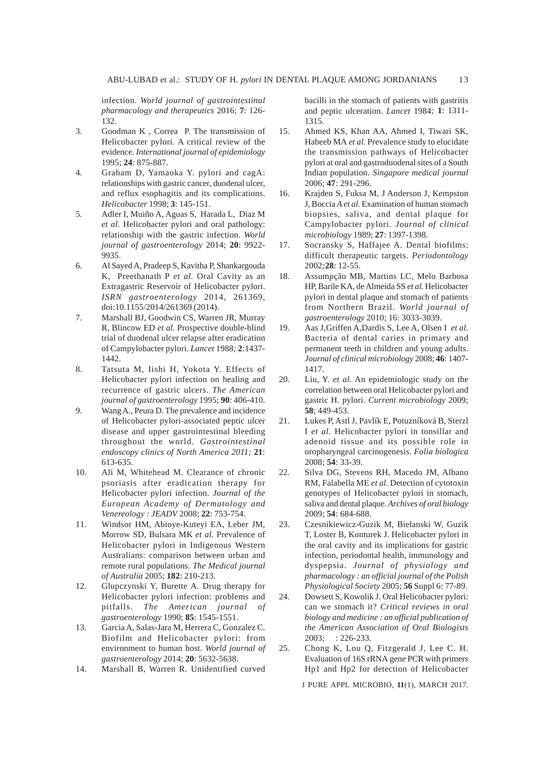infection. *World journal of gastrointestinal pharmacology and therapeutics* 2016; **7**: 126-132.

3. Goodman K , Correa P. The transmission of Helicobacter pylori. A critical review of the evidence. *International journal of epidemiology* 1995; **24**: 875-887.
4. Graham D, Yamaoka Y. pylori and cagA: relationships with gastric cancer, duodenal ulcer, and reflux esophagitis and its complications. *Helicobacter* 1998; **3**: 145-151.
5. Adler I, Muiño A, Aguas S, Harada L, Diaz M *et al.* Helicobacter pylori and oral pathology: relationship with the gastric infection. *World journal of gastroenterology* 2014; **20**: 9922-9935.
6. Al Sayed A, Pradeep S, Kavitha P, Shankargouda K, Preethanath P *et al.* Oral Cavity as an Extragastric Reservoir of Helicobacter pylori. *ISRN gastroenterology* 2014, 261369, doi:10.1155/2014/261369 (2014).
7. Marshall BJ, Goodwin CS, Warren JR, Murray R, Blincow ED *et al.* Prospective double-blind trial of duodenal ulcer relapse after eradication of Campylobacter pylori. *Lancet* 1988*;* **2**:1437-1442.
8. Tatsuta M, Iishi H, Yokota Y. Effects of Helicobacter pylori infection on healing and recurrence of gastric ulcers. *The American journal of gastroenterology* 1995; **90**: 406-410.
9. Wang A., Peura D. The prevalence and incidence of Helicobacter pylori-associated peptic ulcer disease and upper gastrointestinal bleeding throughout the world. *Gastrointestinal endoscopy clinics of North America 2011;* **21**: 613-635.
10. Ali M, Whitehead M. Clearance of chronic psoriasis after eradication therapy for Helicobacter pylori infection. *Journal of the European Academy of Dermatology and Venereology : JEADV* 2008; **22**: 753-754.
11. Windsor HM, Abioye-Kuteyi EA, Leber JM, Morrow SD, Bulsara MK *et al.* Prevalence of Helicobacter pylori in Indigenous Western Australians: comparison between urban and remote rural populations. *The Medical journal of Australia* 2005; **182**: 210-213.
12. Glupczynski Y, Burette A. Drug therapy for Helicobacter pylori infection: problems and pitfalls. *The American journal of gastroenterology* 1990; **85**: 1545-1551.
13. Garcia A, Salas-Jara M, Herrera C, Gonzalez C. Biofilm and Helicobacter pylori: from environment to human host. *World journal of gastroenterology* 2014; **20**: 5632-5638.
14. Marshall B, Warren R. Unidentified curved bacilli in the stomach of patients with gastritis and peptic ulceration. *Lancet* 1984*;* **1**: 1311-1315.
15. Ahmed KS, Khan AA, Ahmed I, Tiwari SK, Habeeb MA *et al.* Prevalence study to elucidate the transmission pathways of Helicobacter pylori at oral and gastroduodenal sites of a South Indian population. *Singapore medical journal* 2006; **47**: 291-296.
16. Krajden S, Fuksa M, J Anderson J, Kempston J, Boccia *A et al.* Examination of human stomach biopsies, saliva, and dental plaque for Campylobacter pylori. *Journal of clinical microbiology* 1989; **27**: 1397-1398.
17. Socransky S, Haffajee A. Dental biofilms: difficult therapeutic targets. *Periodontology* 2002*;* **28**: 12-55.
18. Assumpção MB, Martins LC, Melo Barbosa HP, Barile KA, de Almeida SS *et al.* Helicobacter pylori in dental plaque and stomach of patients from Northern Brazil. *World journal of gastroenterology* 2010; 16: 3033-3039.
19. Aas J,Griffen A,Dardis S, Lee A, Olsen I *et al.* Bacteria of dental caries in primary and permanent teeth in children and young adults. *Journal of clinical microbiology* 2008; **46**: 1407-1417.
20. Liu, Y. *et al.* An epidemiologic study on the correlation between oral Helicobacter pylori and gastric H. pylori. *Current microbiology* 2009; **58**; 449-453.
21. Lukes P, Astl J, Pavlík E, Potuzníková B, Sterzl I *et al.* Helicobacter pylori in tonsillar and adenoid tissue and its possible role in oropharyngeal carcinogenesis. *Folia biologica* 2008; **54**: 33-39.
22. Silva DG, Stevens RH, Macedo JM, Albano RM, Falabella ME *et al.* Detection of cytotoxin genotypes of Helicobacter pylori in stomach, saliva and dental plaque. *Archives of oral biology* 2009; **54**: 684-688.
23. Czesnikiewicz-Guzik M, Bielanski W, Guzik T, Loster B, Konturek J. Helicobacter pylori in the oral cavity and its implications for gastric infection, periodontal health, immunology and dyspepsia. *Journal of physiology and pharmacology : an official journal of the Polish Physiological Society* 2005; **56** Suppl 6: 77-89.
24. Dowsett S, Kowolik J. Oral Helicobacter pylori: can we stomach it? *Critical reviews in oral biology and medicine : an official publication of the American Association of Oral Biologists* 2003; : 226-233.
25. Chong K, Lou Q, Fitzgerald J, Lee C. H. Evaluation of 16S rRNA gene PCR with primers Hp1 and Hp2 for detection of Helicobacter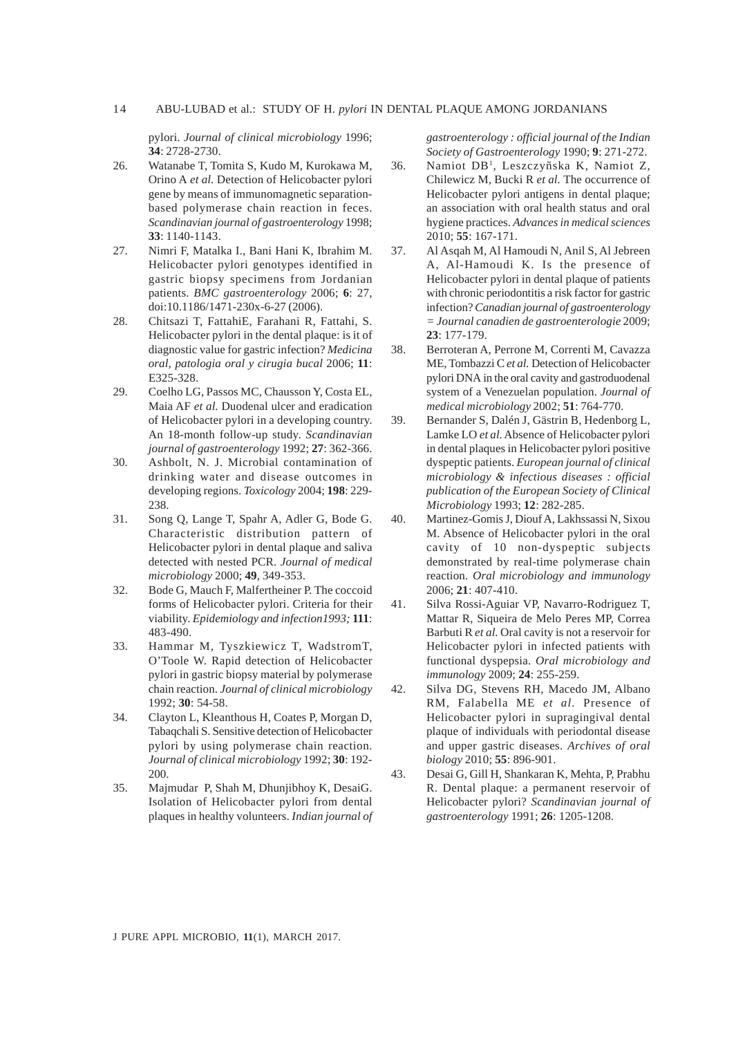pylori. *Journal of clinical microbiology* 1996; **34**: 2728-2730.

26. Watanabe T, Tomita S, Kudo M, Kurokawa M, Orino A *et al.* Detection of Helicobacter pylori gene by means of immunomagnetic separation-based polymerase chain reaction in feces. *Scandinavian journal of gastroenterology* 1998; **33**: 1140-1143.
27. Nimri F, Matalka I., Bani Hani K, Ibrahim M. Helicobacter pylori genotypes identified in gastric biopsy specimens from Jordanian patients. *BMC gastroenterology* 2006; **6**: 27, doi:10.1186/1471-230x-6-27 (2006).
28. Chitsazi T, FattahiE, Farahani R, Fattahi, S. Helicobacter pylori in the dental plaque: is it of diagnostic value for gastric infection? *Medicina oral, patologia oral y cirugia bucal* 2006; **11**: E325-328.
29. Coelho LG, Passos MC, Chausson Y, Costa EL, Maia AF *et al.* Duodenal ulcer and eradication of Helicobacter pylori in a developing country. An 18-month follow-up study. *Scandinavian journal of gastroenterology* 1992; **27**: 362-366.
30. Ashbolt, N. J. Microbial contamination of drinking water and disease outcomes in developing regions. *Toxicology* 2004; **198**: 229-238.
31. Song Q, Lange T, Spahr A, Adler G, Bode G. Characteristic distribution pattern of Helicobacter pylori in dental plaque and saliva detected with nested PCR. *Journal of medical microbiology* 2000; **49**, 349-353.
32. Bode G, Mauch F, Malfertheiner P. The coccoid forms of Helicobacter pylori. Criteria for their viability. *Epidemiology and infection1993;* **111**: 483-490.
33. Hammar M, Tyszkiewicz T, WadstromT, O'Toole W. Rapid detection of Helicobacter pylori in gastric biopsy material by polymerase chain reaction. *Journal of clinical microbiology* 1992; **30**: 54-58.
34. Clayton L, Kleanthous H, Coates P, Morgan D, Tabaqchali S. Sensitive detection of Helicobacter pylori by using polymerase chain reaction. *Journal of clinical microbiology* 1992; **30**: 192-200.
35. Majmudar P, Shah M, Dhunjibhoy K, DesaiG. Isolation of Helicobacter pylori from dental plaques in healthy volunteers. *Indian journal of gastroenterology : official journal of the Indian Society of Gastroenterology* 1990; **9**: 271-272.
36. Namiot DB[1], Leszczyñska K, Namiot Z, Chilewicz M, Bucki R *et al.* The occurrence of Helicobacter pylori antigens in dental plaque; an association with oral health status and oral hygiene practices. *Advances in medical sciences* 2010; **55**: 167-171.
37. Al Asqah M, Al Hamoudi N, Anil S, Al Jebreen A, Al-Hamoudi K. Is the presence of Helicobacter pylori in dental plaque of patients with chronic periodontitis a risk factor for gastric infection? *Canadian journal of gastroenterology = Journal canadien de gastroenterologie* 2009; **23**: 177-179.
38. Berroteran A, Perrone M, Correnti M, Cavazza ME, Tombazzi C *et al.* Detection of Helicobacter pylori DNA in the oral cavity and gastroduodenal system of a Venezuelan population. *Journal of medical microbiology* 2002; **51**: 764-770.
39. Bernander S, Dalén J, Gästrin B, Hedenborg L, Lamke LO *et al.* Absence of Helicobacter pylori in dental plaques in Helicobacter pylori positive dyspeptic patients. *European journal of clinical microbiology & infectious diseases : official publication of the European Society of Clinical Microbiology* 1993; **12**: 282-285.
40. Martinez-Gomis J, Diouf A, Lakhssassi N, Sixou M. Absence of Helicobacter pylori in the oral cavity of 10 non-dyspeptic subjects demonstrated by real-time polymerase chain reaction. *Oral microbiology and immunology* 2006; **21**: 407-410.
41. Silva Rossi-Aguiar VP, Navarro-Rodriguez T, Mattar R, Siqueira de Melo Peres MP, Correa Barbuti R *et al.* Oral cavity is not a reservoir for Helicobacter pylori in infected patients with functional dyspepsia. *Oral microbiology and immunology* 2009; **24**: 255-259.
42. Silva DG, Stevens RH, Macedo JM, Albano RM, Falabella ME *et al.* Presence of Helicobacter pylori in supragingival dental plaque of individuals with periodontal disease and upper gastric diseases. *Archives of oral biology* 2010; **55**: 896-901.
43. Desai G, Gill H, Shankaran K, Mehta, P, Prabhu R. Dental plaque: a permanent reservoir of Helicobacter pylori? *Scandinavian journal of gastroenterology* 1991; **26**: 1205-1208.